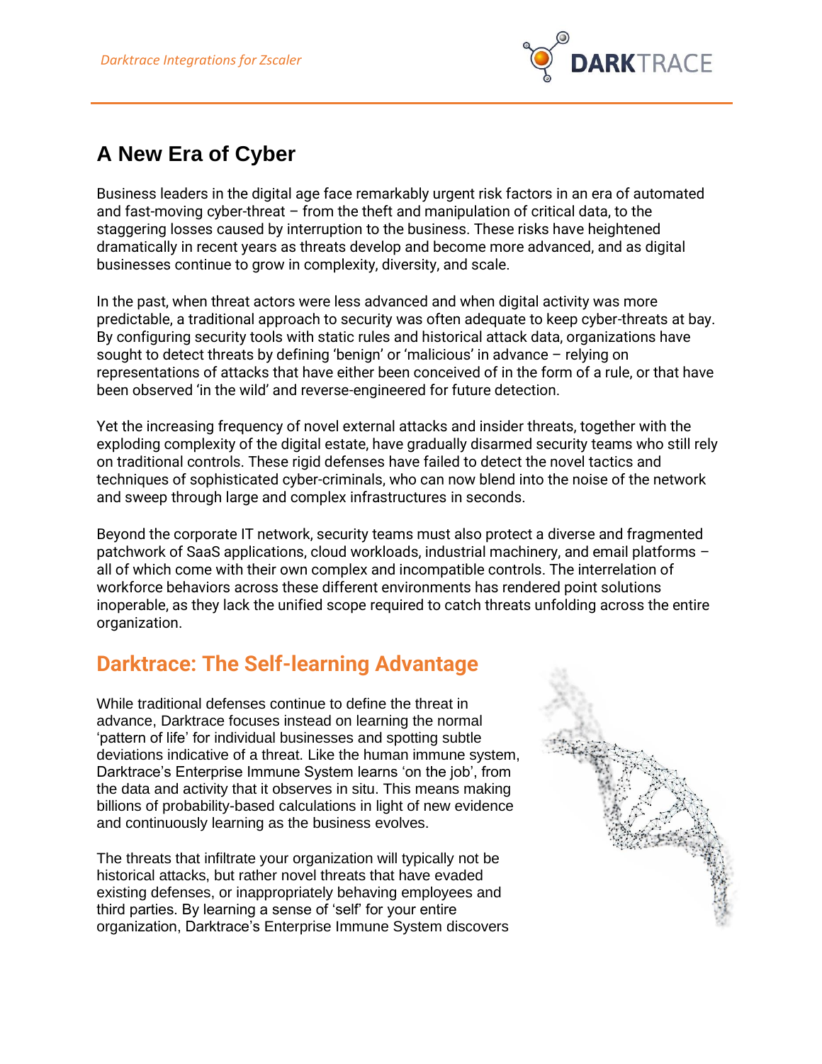# A New Era of Cyber

Business leaders in the digital age face remarkably urgent risk factors in an era of automated and fast-moving cyber-threat – from the theft and manipulation of critical data, to the staggering losses caused by interruption to the business. These risks have heightened dramatically in recent years as threats develop and become more advanced, and as digital businesses continue to grow in complexity, diversity, and scale.

In the past, when threat actors were less advanced and when digital activity was more predictable, a traditional approach to security was often adequate to keep cyber-threats at bay. By configuring security tools with static rules and historical attack data, organizations have sought to detect threats by defining 'benign' or 'malicious' in advance – relying on representations of attacks that have either been conceived of in the form of a rule, or that have been observed 'in the wild' and reverse-engineered for future detection.

Yet the increasing frequency of novel external attacks and insider threats, together with the exploding complexity of the digital estate, have gradually disarmed security teams who still rely on traditional controls. These rigid defenses have failed to detect the novel tactics and techniques of sophisticated cyber-criminals, who can now blend into the noise of the network and sweep through large and complex infrastructures in seconds.

Beyond the corporate IT network, security teams must also protect a diverse and fragmented patchwork of SaaS applications, cloud workloads, industrial machinery, and email platforms – all of which come with their own complex and incompatible controls. The interrelation of workforce behaviors across these different environments has rendered point solutions inoperable, as they lack the unified scope required to catch threats unfolding across the entire organization.

## Darktrace: The Self-learning Advantage

While traditional defenses continue to define the threat in advance, Darktrace focuses instead on learning the normal 'pattern of life' for individual businesses and spotting subtle deviations indicative of a threat. Like the human immune system, Darktrace's Enterprise Immune System learns 'on the job', from the data and activity that it observes in situ. This means making billions of probability-based calculations in light of new evidence and continuously learning as the business evolves.

The threats that infiltrate your organization will typically not be historical attacks, but rather novel threats that have evaded existing defenses, or inappropriately behaving employees and third parties. By learning a sense of 'self' for your entire organization, Darktrace's Enterprise Immune System discovers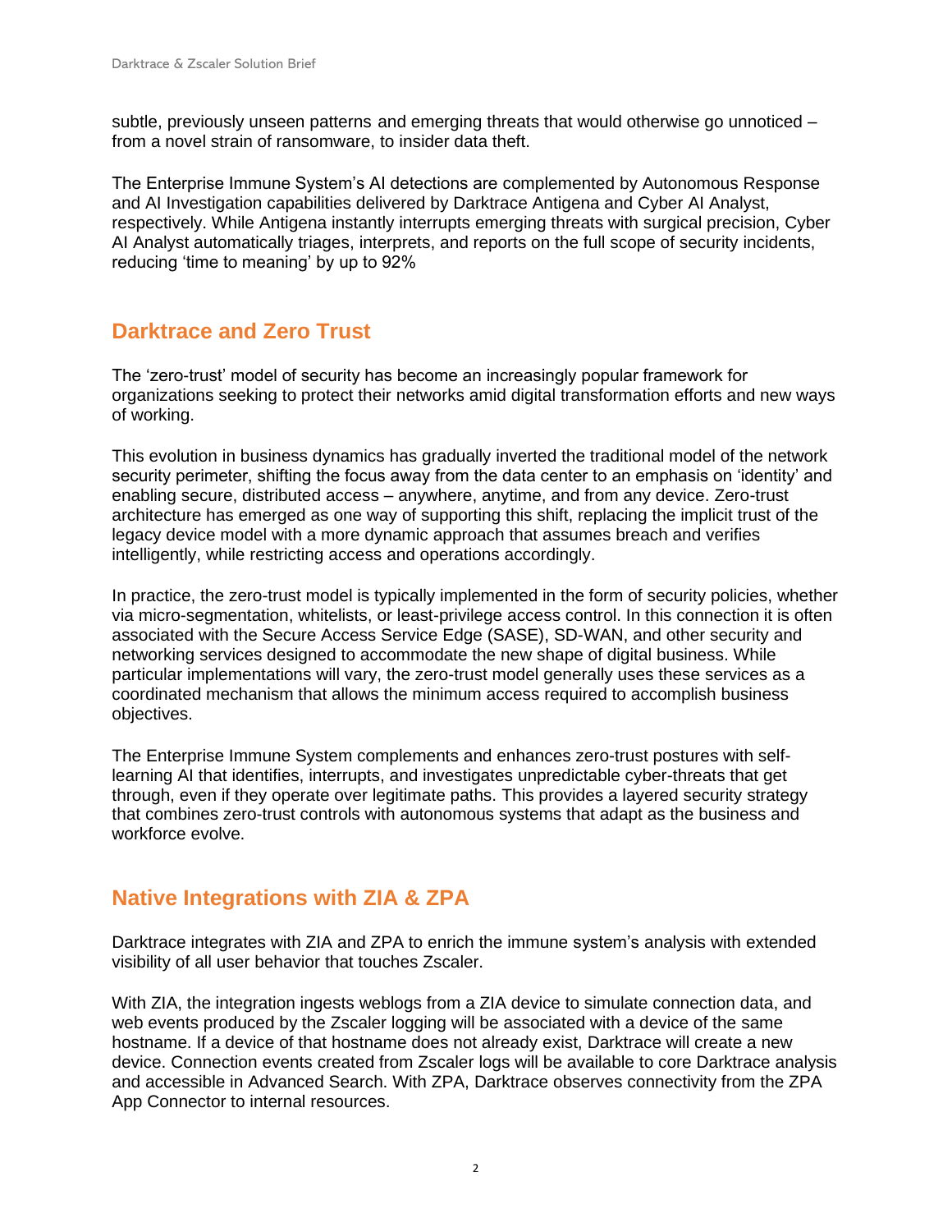subtle, previously unseen patterns and emerging threats that would otherwise go unnoticed – from a novel strain of ransomware, to insider data theft.

The Enterprise Immune System's AI detections are complemented by Autonomous Response and AI Investigation capabilities delivered by Darktrace Antigena and Cyber AI Analyst, respectively. While Antigena instantly interrupts emerging threats with surgical precision, Cyber AI Analyst automatically triages, interprets, and reports on the full scope of security incidents, reducing 'time to meaning' by up to 92%

## Darktrace and Zero Trust

The 'zero-trust' model of security has become an increasingly popular framework for organizations seeking to protect their networks amid digital transformation efforts and new ways of working.

This evolution in business dynamics has gradually inverted the traditional model of the network security perimeter, shifting the focus away from the data center to an emphasis on 'identity' and enabling secure, distributed access – anywhere, anytime, and from any device. Zero-trust architecture has emerged as one way of supporting this shift, replacing the implicit trust of the legacy device model with a more dynamic approach that assumes breach and verifies intelligently, while restricting access and operations accordingly.

In practice, the zero-trust model is typically implemented in the form of security policies, whether via micro-segmentation, whitelists, or least-privilege access control. In this connection it is often associated with the Secure Access Service Edge (SASE), SD-WAN, and other security and networking services designed to accommodate the new shape of digital business. While particular implementations will vary, the zero-trust model generally uses these services as a coordinated mechanism that allows the minimum access required to accomplish business objectives.

The Enterprise Immune System complements and enhances zero-trust postures with self-learning AI that identifies, interrupts, and investigates unpredictable cyber-threats that get through, even if they operate over legitimate paths. This provides a layered security strategy that combines zero-trust controls with autonomous systems that adapt as the business and workforce evolve.

## Native Integrations with ZIA & ZPA

Darktrace integrates with ZIA and ZPA to enrich the immune system's analysis with extended visibility of all user behavior that touches Zscaler.

With ZIA, the integration ingests weblogs from a ZIA device to simulate connection data, and web events produced by the Zscaler logging will be associated with a device of the same hostname. If a device of that hostname does not already exist, Darktrace will create a new device. Connection events created from Zscaler logs will be available to core Darktrace analysis and accessible in Advanced Search. With ZPA, Darktrace observes connectivity from the ZPA App Connector to internal resources.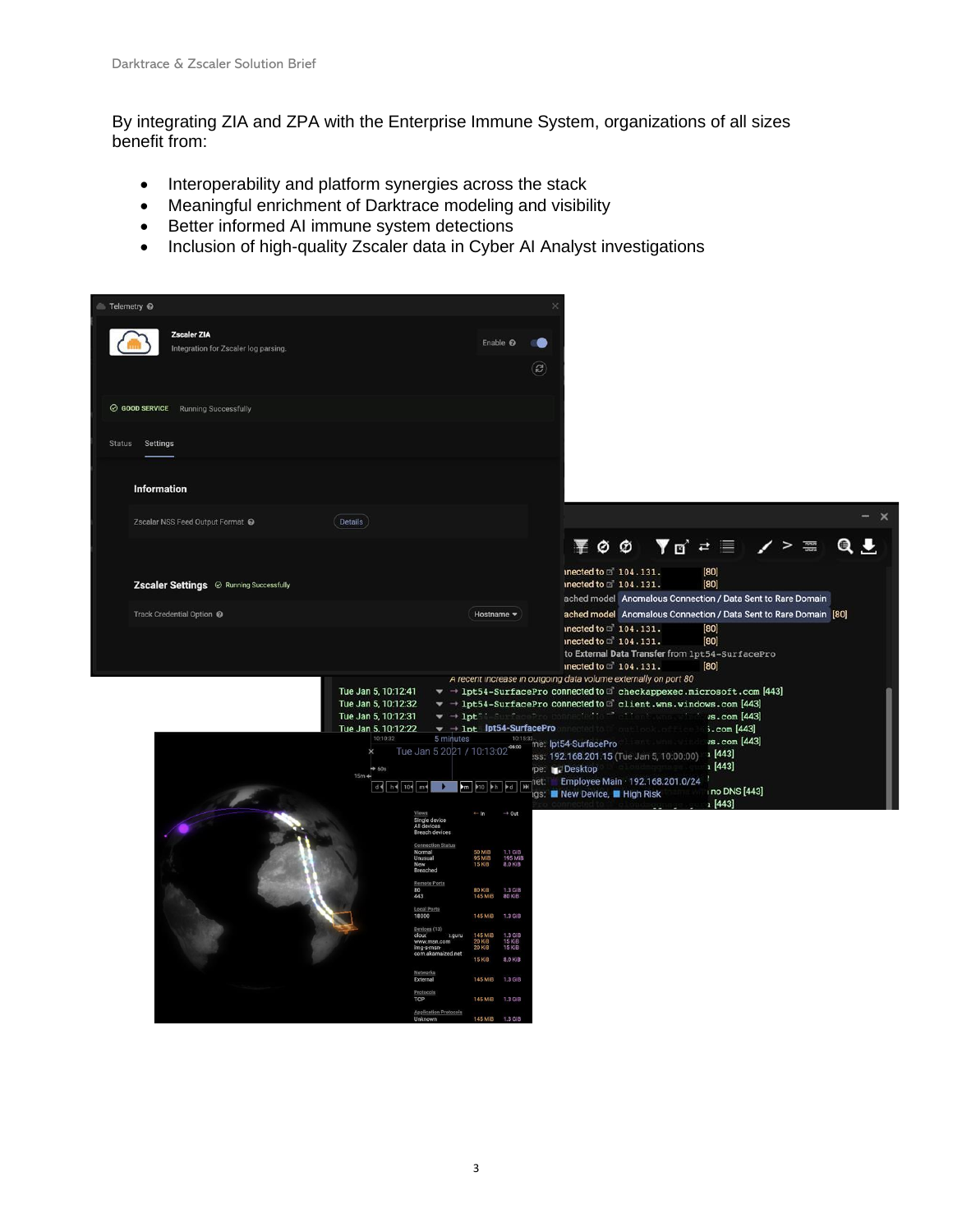By integrating ZIA and ZPA with the Enterprise Immune System, organizations of all sizes benefit from:

- Interoperability and platform synergies across the stack
- Meaningful enrichment of Darktrace modeling and visibility
- Better informed AI immune system detections
- Inclusion of high-quality Zscaler data in Cyber AI Analyst investigations